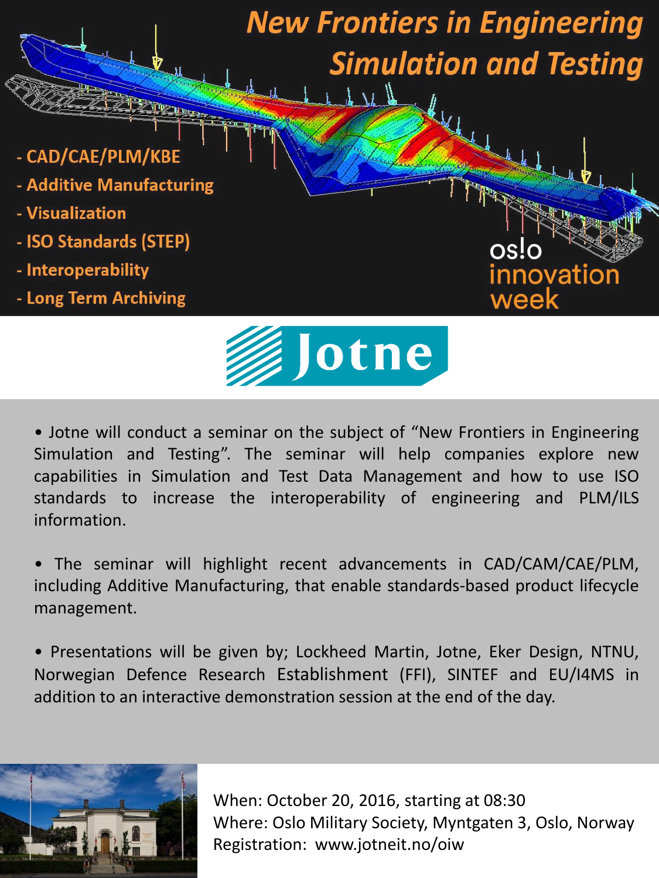# New Frontiers in Engineering Simulation and Testing

- CAD/CAE/PLM/KBE
- Additive Manufacturing
- Visualization
- ISO Standards (STEP)
- Interoperability
- Long Term Archiving

oslo innovation week

Jotne

- Jotne will conduct a seminar on the subject of "New Frontiers in Engineering Simulation and Testing". The seminar will help companies explore new capabilities in Simulation and Test Data Management and how to use ISO standards to increase the interoperability of engineering and PLM/ILS information.

- The seminar will highlight recent advancements in CAD/CAM/CAE/PLM, including Additive Manufacturing, that enable standards-based product lifecycle management.

- Presentations will be given by; Lockheed Martin, Jotne, Eker Design, NTNU, Norwegian Defence Research Establishment (FFI), SINTEF and EU/I4MS in addition to an interactive demonstration session at the end of the day.

When: October 20, 2016, starting at 08:30
Where: Oslo Military Society, Myntgaten 3, Oslo, Norway
Registration: www.jotneit.no/oiw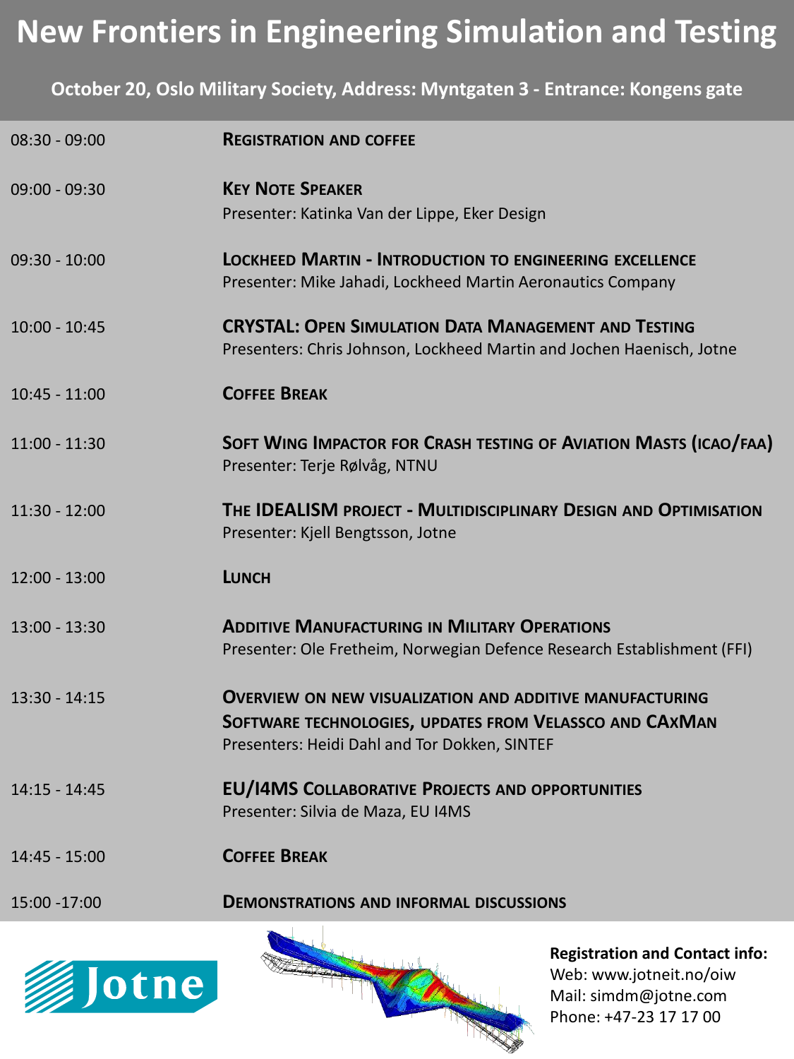# New Frontiers in Engineering Simulation and Testing

**October 20, Oslo Military Society, Address: Myntgaten 3 - Entrance: Kongens gate**

| | |
|---|---|
| 08:30 - 09:00 | **Registration and coffee** |
| 09:00 - 09:30 | **Key Note Speaker**<br>Presenter: Katinka Van der Lippe, Eker Design |
| 09:30 - 10:00 | **Lockheed Martin - Introduction to engineering excellence**<br>Presenter: Mike Jahadi, Lockheed Martin Aeronautics Company |
| 10:00 - 10:45 | **CRYSTAL: Open Simulation Data Management and Testing**<br>Presenters: Chris Johnson, Lockheed Martin and Jochen Haenisch, Jotne |
| 10:45 - 11:00 | **Coffee Break** |
| 11:00 - 11:30 | **Soft Wing Impactor for Crash testing of Aviation Masts (ICAO/FAA)**<br>Presenter: Terje Rølvåg, NTNU |
| 11:30 - 12:00 | **The IDEALISM project - Multidisciplinary Design and Optimisation**<br>Presenter: Kjell Bengtsson, Jotne |
| 12:00 - 13:00 | **Lunch** |
| 13:00 - 13:30 | **Additive Manufacturing in Military Operations**<br>Presenter: Ole Fretheim, Norwegian Defence Research Establishment (FFI) |
| 13:30 - 14:15 | **Overview on new visualization and additive manufacturing Software technologies, updates from Velassco and CAxMan**<br>Presenters: Heidi Dahl and Tor Dokken, SINTEF |
| 14:15 - 14:45 | **EU/I4MS Collaborative Projects and opportinities**<br>Presenter: Silvia de Maza, EU I4MS |
| 14:45 - 15:00 | **Coffee Break** |
| 15:00 -17:00 | **Demonstrations and informal discussions** |

Jotne

**Registration and Contact info:**
Web: www.jotneit.no/oiw
Mail: simdm@jotne.com
Phone: +47-23 17 17 00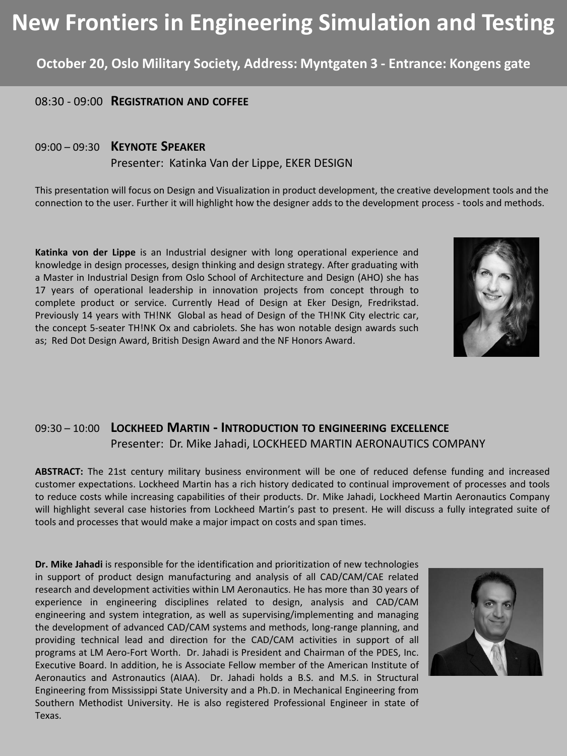# New Frontiers in Engineering Simulation and Testing

**October 20, Oslo Military Society, Address: Myntgaten 3 - Entrance: Kongens gate**

08:30 - 09:00 **REGISTRATION AND COFFEE**

## 09:00 – 09:30 KEYNOTE SPEAKER

Presenter: Katinka Van der Lippe, EKER DESIGN

This presentation will focus on Design and Visualization in product development, the creative development tools and the connection to the user. Further it will highlight how the designer adds to the development process - tools and methods.

**Katinka von der Lippe** is an Industrial designer with long operational experience and knowledge in design processes, design thinking and design strategy. After graduating with a Master in Industrial Design from Oslo School of Architecture and Design (AHO) she has 17 years of operational leadership in innovation projects from concept through to complete product or service. Currently Head of Design at Eker Design, Fredrikstad. Previously 14 years with TH!NK Global as head of Design of the TH!NK City electric car, the concept 5-seater TH!NK Ox and cabriolets. She has won notable design awards such as; Red Dot Design Award, British Design Award and the NF Honors Award.

## 09:30 – 10:00 LOCKHEED MARTIN - INTRODUCTION TO ENGINEERING EXCELLENCE

Presenter: Dr. Mike Jahadi, LOCKHEED MARTIN AERONAUTICS COMPANY

**ABSTRACT:** The 21st century military business environment will be one of reduced defense funding and increased customer expectations. Lockheed Martin has a rich history dedicated to continual improvement of processes and tools to reduce costs while increasing capabilities of their products. Dr. Mike Jahadi, Lockheed Martin Aeronautics Company will highlight several case histories from Lockheed Martin's past to present. He will discuss a fully integrated suite of tools and processes that would make a major impact on costs and span times.

**Dr. Mike Jahadi** is responsible for the identification and prioritization of new technologies in support of product design manufacturing and analysis of all CAD/CAM/CAE related research and development activities within LM Aeronautics. He has more than 30 years of experience in engineering disciplines related to design, analysis and CAD/CAM engineering and system integration, as well as supervising/implementing and managing the development of advanced CAD/CAM systems and methods, long-range planning, and providing technical lead and direction for the CAD/CAM activities in support of all programs at LM Aero-Fort Worth. Dr. Jahadi is President and Chairman of the PDES, Inc. Executive Board. In addition, he is Associate Fellow member of the American Institute of Aeronautics and Astronautics (AIAA). Dr. Jahadi holds a B.S. and M.S. in Structural Engineering from Mississippi State University and a Ph.D. in Mechanical Engineering from Southern Methodist University. He is also registered Professional Engineer in state of Texas.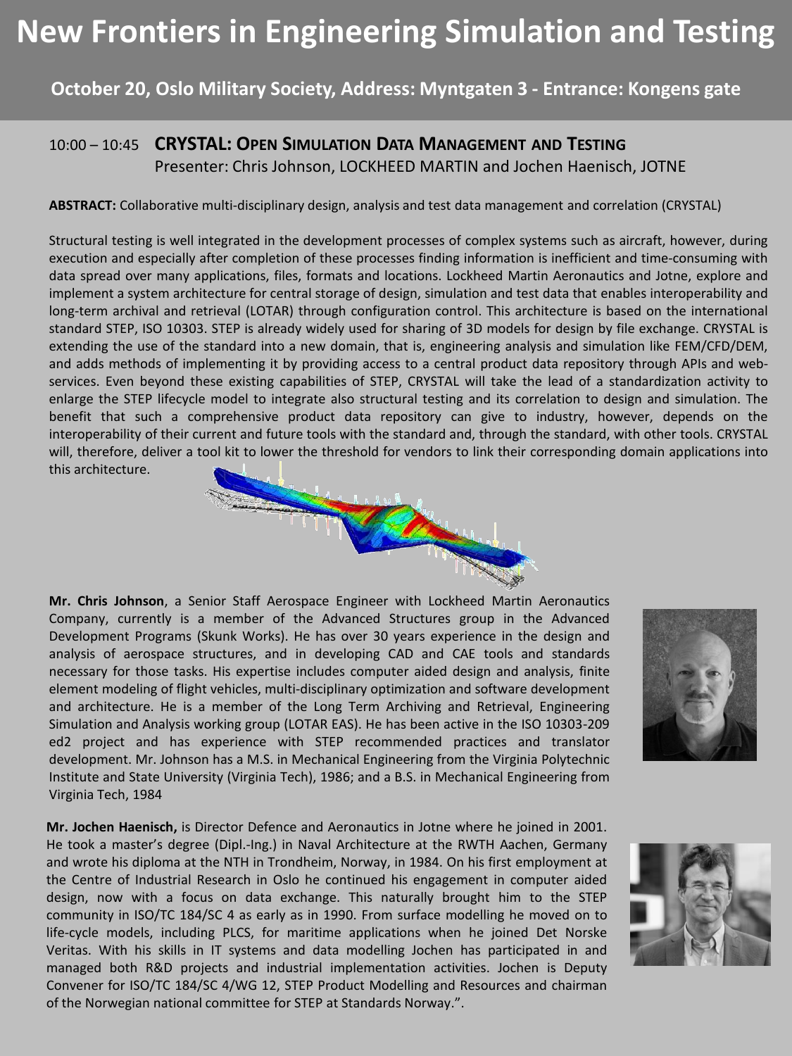# New Frontiers in Engineering Simulation and Testing

**October 20, Oslo Military Society, Address: Myntgaten 3 - Entrance: Kongens gate**

## 10:00 – 10:45 **CRYSTAL: OPEN SIMULATION DATA MANAGEMENT AND TESTING**

Presenter: Chris Johnson, LOCKHEED MARTIN and Jochen Haenisch, JOTNE

**ABSTRACT:** Collaborative multi-disciplinary design, analysis and test data management and correlation (CRYSTAL)

Structural testing is well integrated in the development processes of complex systems such as aircraft, however, during execution and especially after completion of these processes finding information is inefficient and time-consuming with data spread over many applications, files, formats and locations. Lockheed Martin Aeronautics and Jotne, explore and implement a system architecture for central storage of design, simulation and test data that enables interoperability and long-term archival and retrieval (LOTAR) through configuration control. This architecture is based on the international standard STEP, ISO 10303. STEP is already widely used for sharing of 3D models for design by file exchange. CRYSTAL is extending the use of the standard into a new domain, that is, engineering analysis and simulation like FEM/CFD/DEM, and adds methods of implementing it by providing access to a central product data repository through APIs and web-services. Even beyond these existing capabilities of STEP, CRYSTAL will take the lead of a standardization activity to enlarge the STEP lifecycle model to integrate also structural testing and its correlation to design and simulation. The benefit that such a comprehensive product data repository can give to industry, however, depends on the interoperability of their current and future tools with the standard and, through the standard, with other tools. CRYSTAL will, therefore, deliver a tool kit to lower the threshold for vendors to link their corresponding domain applications into this architecture.

**Mr. Chris Johnson**, a Senior Staff Aerospace Engineer with Lockheed Martin Aeronautics Company, currently is a member of the Advanced Structures group in the Advanced Development Programs (Skunk Works). He has over 30 years experience in the design and analysis of aerospace structures, and in developing CAD and CAE tools and standards necessary for those tasks. His expertise includes computer aided design and analysis, finite element modeling of flight vehicles, multi-disciplinary optimization and software development and architecture. He is a member of the Long Term Archiving and Retrieval, Engineering Simulation and Analysis working group (LOTAR EAS). He has been active in the ISO 10303-209 ed2 project and has experience with STEP recommended practices and translator development. Mr. Johnson has a M.S. in Mechanical Engineering from the Virginia Polytechnic Institute and State University (Virginia Tech), 1986; and a B.S. in Mechanical Engineering from Virginia Tech, 1984

**Mr. Jochen Haenisch,** is Director Defence and Aeronautics in Jotne where he joined in 2001. He took a master's degree (Dipl.-Ing.) in Naval Architecture at the RWTH Aachen, Germany and wrote his diploma at the NTH in Trondheim, Norway, in 1984. On his first employment at the Centre of Industrial Research in Oslo he continued his engagement in computer aided design, now with a focus on data exchange. This naturally brought him to the STEP community in ISO/TC 184/SC 4 as early as in 1990. From surface modelling he moved on to life-cycle models, including PLCS, for maritime applications when he joined Det Norske Veritas. With his skills in IT systems and data modelling Jochen has participated in and managed both R&D projects and industrial implementation activities. Jochen is Deputy Convener for ISO/TC 184/SC 4/WG 12, STEP Product Modelling and Resources and chairman of the Norwegian national committee for STEP at Standards Norway.".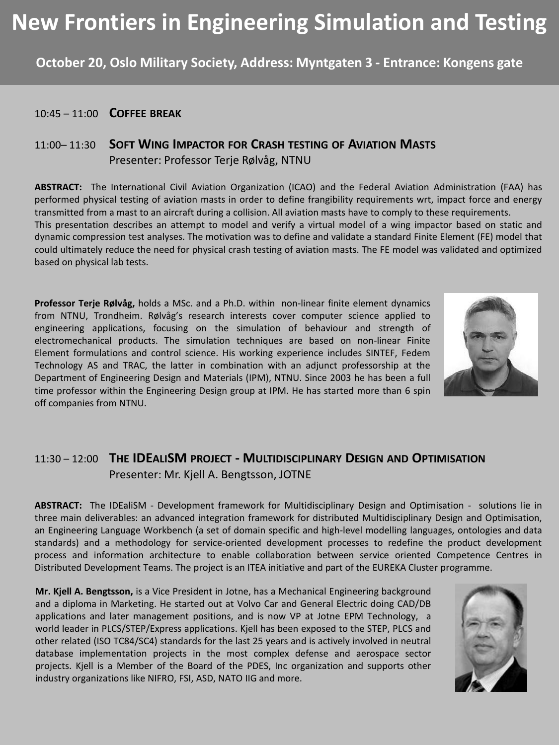# New Frontiers in Engineering Simulation and Testing

**October 20, Oslo Military Society, Address: Myntgaten 3 - Entrance: Kongens gate**

10:45 – 11:00 **COFFEE BREAK**

## 11:00– 11:30 SOFT WING IMPACTOR FOR CRASH TESTING OF AVIATION MASTS

Presenter: Professor Terje Rølvåg, NTNU

**ABSTRACT:** The International Civil Aviation Organization (ICAO) and the Federal Aviation Administration (FAA) has performed physical testing of aviation masts in order to define frangibility requirements wrt, impact force and energy transmitted from a mast to an aircraft during a collision. All aviation masts have to comply to these requirements.
This presentation describes an attempt to model and verify a virtual model of a wing impactor based on static and dynamic compression test analyses. The motivation was to define and validate a standard Finite Element (FE) model that could ultimately reduce the need for physical crash testing of aviation masts. The FE model was validated and optimized based on physical lab tests.

**Professor Terje Rølvåg,** holds a MSc. and a Ph.D. within non-linear finite element dynamics from NTNU, Trondheim. Rølvåg's research interests cover computer science applied to engineering applications, focusing on the simulation of behaviour and strength of electromechanical products. The simulation techniques are based on non-linear Finite Element formulations and control science. His working experience includes SINTEF, Fedem Technology AS and TRAC, the latter in combination with an adjunct professorship at the Department of Engineering Design and Materials (IPM), NTNU. Since 2003 he has been a full time professor within the Engineering Design group at IPM. He has started more than 6 spin off companies from NTNU.

## 11:30 – 12:00 THE IDEALISM PROJECT - MULTIDISCIPLINARY DESIGN AND OPTIMISATION

Presenter: Mr. Kjell A. Bengtsson, JOTNE

**ABSTRACT:** The IDEaliSM - Development framework for Multidisciplinary Design and Optimisation - solutions lie in three main deliverables: an advanced integration framework for distributed Multidisciplinary Design and Optimisation, an Engineering Language Workbench (a set of domain specific and high-level modelling languages, ontologies and data standards) and a methodology for service-oriented development processes to redefine the product development process and information architecture to enable collaboration between service oriented Competence Centres in Distributed Development Teams. The project is an ITEA initiative and part of the EUREKA Cluster programme.

**Mr. Kjell A. Bengtsson,** is a Vice President in Jotne, has a Mechanical Engineering background and a diploma in Marketing. He started out at Volvo Car and General Electric doing CAD/DB applications and later management positions, and is now VP at Jotne EPM Technology, a world leader in PLCS/STEP/Express applications. Kjell has been exposed to the STEP, PLCS and other related (ISO TC84/SC4) standards for the last 25 years and is actively involved in neutral database implementation projects in the most complex defense and aerospace sector projects. Kjell is a Member of the Board of the PDES, Inc organization and supports other industry organizations like NIFRO, FSI, ASD, NATO IIG and more.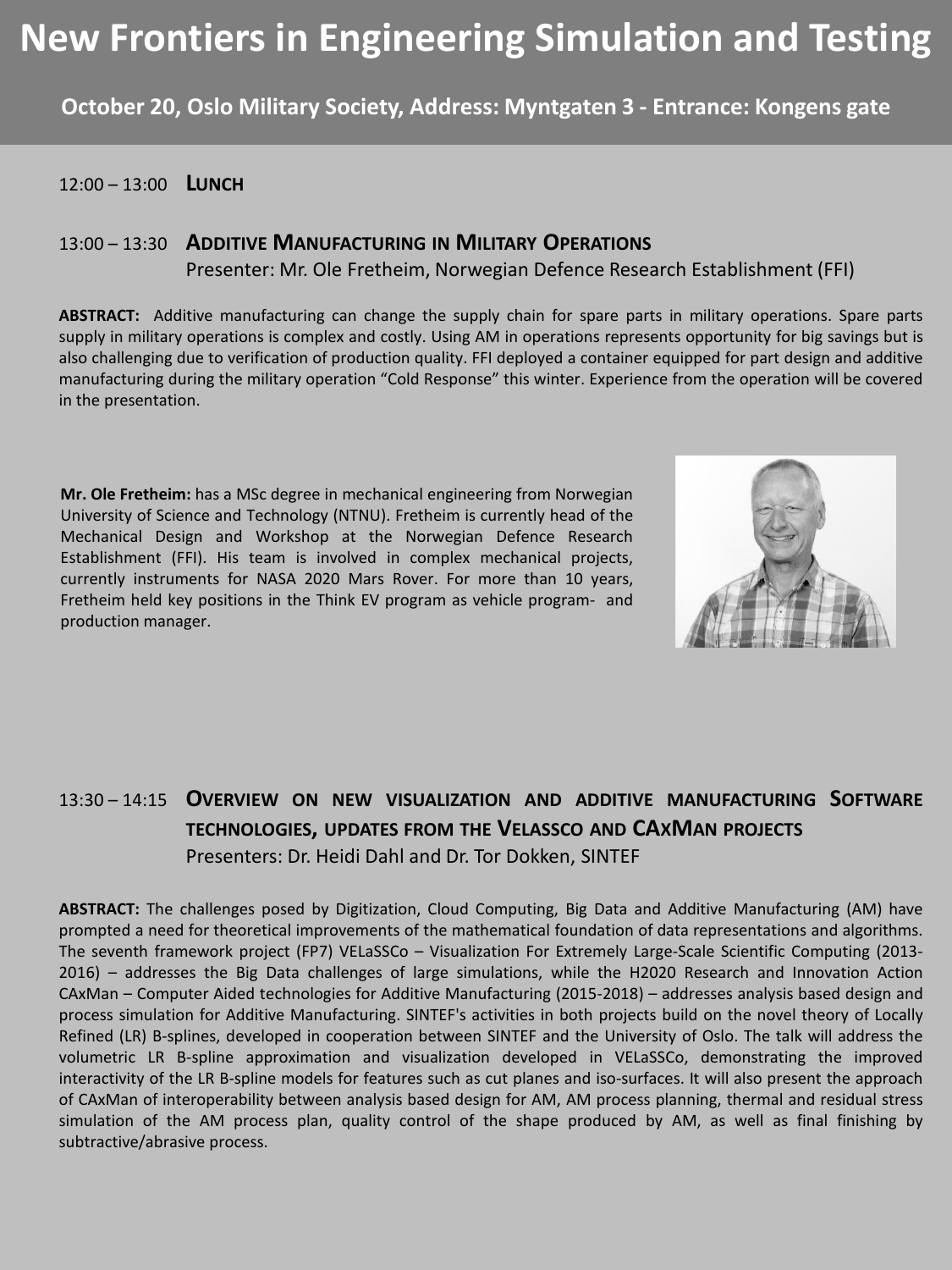# New Frontiers in Engineering Simulation and Testing

**October 20, Oslo Military Society, Address: Myntgaten 3 - Entrance: Kongens gate**

12:00 – 13:00 **LUNCH**

13:00 – 13:30 **ADDITIVE MANUFACTURING IN MILITARY OPERATIONS**
Presenter: Mr. Ole Fretheim, Norwegian Defence Research Establishment (FFI)

**ABSTRACT:** Additive manufacturing can change the supply chain for spare parts in military operations. Spare parts supply in military operations is complex and costly. Using AM in operations represents opportunity for big savings but is also challenging due to verification of production quality. FFI deployed a container equipped for part design and additive manufacturing during the military operation "Cold Response" this winter. Experience from the operation will be covered in the presentation.

**Mr. Ole Fretheim:** has a MSc degree in mechanical engineering from Norwegian University of Science and Technology (NTNU). Fretheim is currently head of the Mechanical Design and Workshop at the Norwegian Defence Research Establishment (FFI). His team is involved in complex mechanical projects, currently instruments for NASA 2020 Mars Rover. For more than 10 years, Fretheim held key positions in the Think EV program as vehicle program- and production manager.

13:30 – 14:15 **OVERVIEW ON NEW VISUALIZATION AND ADDITIVE MANUFACTURING SOFTWARE TECHNOLOGIES, UPDATES FROM THE VELASSCO AND CAXMAN PROJECTS**
Presenters: Dr. Heidi Dahl and Dr. Tor Dokken, SINTEF

**ABSTRACT:** The challenges posed by Digitization, Cloud Computing, Big Data and Additive Manufacturing (AM) have prompted a need for theoretical improvements of the mathematical foundation of data representations and algorithms. The seventh framework project (FP7) VELaSSCo – Visualization For Extremely Large-Scale Scientific Computing (2013-2016) – addresses the Big Data challenges of large simulations, while the H2020 Research and Innovation Action CAxMan – Computer Aided technologies for Additive Manufacturing (2015-2018) – addresses analysis based design and process simulation for Additive Manufacturing. SINTEF's activities in both projects build on the novel theory of Locally Refined (LR) B-splines, developed in cooperation between SINTEF and the University of Oslo. The talk will address the volumetric LR B-spline approximation and visualization developed in VELaSSCo, demonstrating the improved interactivity of the LR B-spline models for features such as cut planes and iso-surfaces. It will also present the approach of CAxMan of interoperability between analysis based design for AM, AM process planning, thermal and residual stress simulation of the AM process plan, quality control of the shape produced by AM, as well as final finishing by subtractive/abrasive process.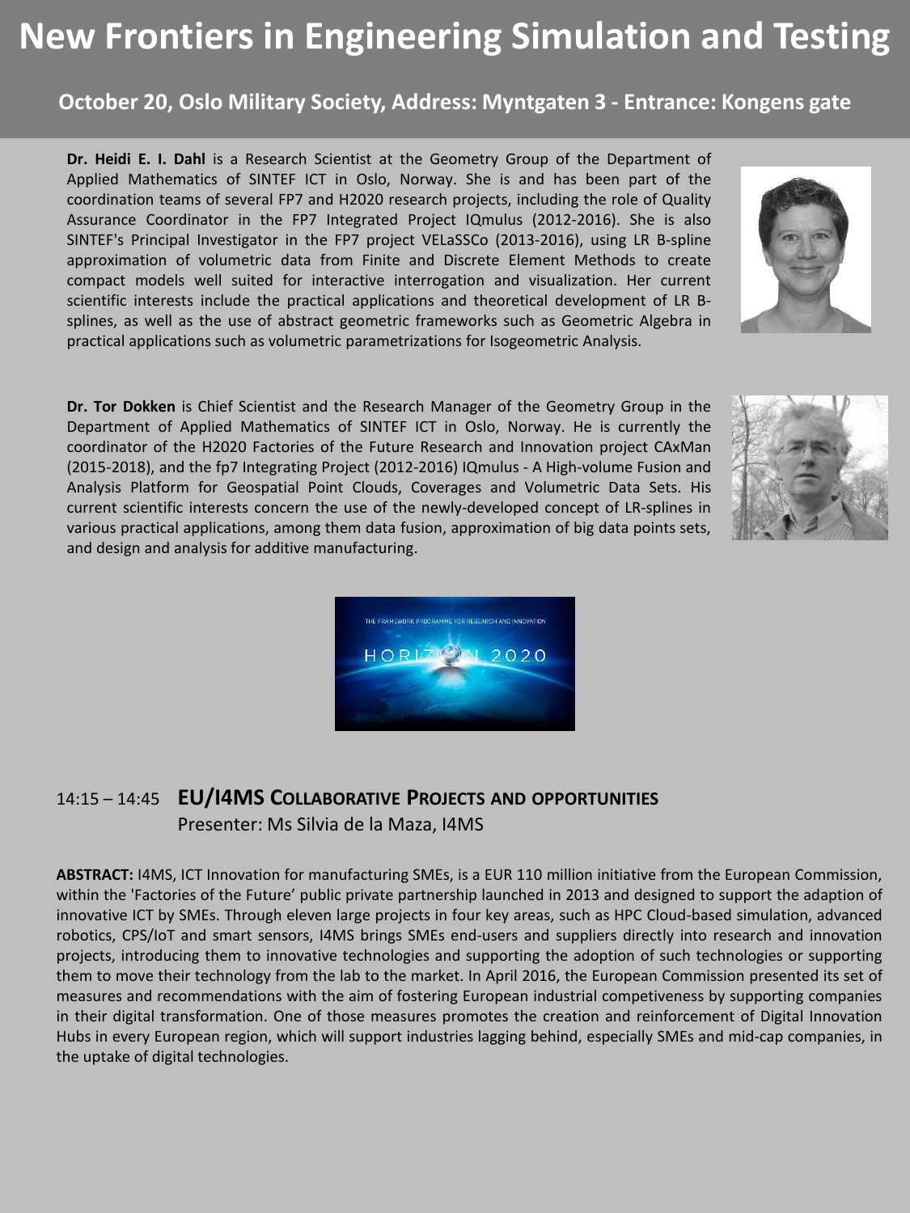# New Frontiers in Engineering Simulation and Testing

## October 20, Oslo Military Society, Address: Myntgaten 3 - Entrance: Kongens gate

**Dr. Heidi E. I. Dahl** is a Research Scientist at the Geometry Group of the Department of Applied Mathematics of SINTEF ICT in Oslo, Norway. She is and has been part of the coordination teams of several FP7 and H2020 research projects, including the role of Quality Assurance Coordinator in the FP7 Integrated Project IQmulus (2012-2016). She is also SINTEF's Principal Investigator in the FP7 project VELaSSCo (2013-2016), using LR B-spline approximation of volumetric data from Finite and Discrete Element Methods to create compact models well suited for interactive interrogation and visualization. Her current scientific interests include the practical applications and theoretical development of LR B-splines, as well as the use of abstract geometric frameworks such as Geometric Algebra in practical applications such as volumetric parametrizations for Isogeometric Analysis.

**Dr. Tor Dokken** is Chief Scientist and the Research Manager of the Geometry Group in the Department of Applied Mathematics of SINTEF ICT in Oslo, Norway. He is currently the coordinator of the H2020 Factories of the Future Research and Innovation project CAxMan (2015-2018), and the fp7 Integrating Project (2012-2016) IQmulus - A High-volume Fusion and Analysis Platform for Geospatial Point Clouds, Coverages and Volumetric Data Sets. His current scientific interests concern the use of the newly-developed concept of LR-splines in various practical applications, among them data fusion, approximation of big data points sets, and design and analysis for additive manufacturing.

THE FRAMEWORK PROGRAMME FOR RESEARCH AND INNOVATION

HORIZON 2020

### 14:15 – 14:45 **EU/I4MS COLLABORATIVE PROJECTS AND OPPORTUNITIES**

Presenter: Ms Silvia de la Maza, I4MS

**ABSTRACT:** I4MS, ICT Innovation for manufacturing SMEs, is a EUR 110 million initiative from the European Commission, within the 'Factories of the Future' public private partnership launched in 2013 and designed to support the adaption of innovative ICT by SMEs. Through eleven large projects in four key areas, such as HPC Cloud-based simulation, advanced robotics, CPS/IoT and smart sensors, I4MS brings SMEs end-users and suppliers directly into research and innovation projects, introducing them to innovative technologies and supporting the adoption of such technologies or supporting them to move their technology from the lab to the market. In April 2016, the European Commission presented its set of measures and recommendations with the aim of fostering European industrial competiveness by supporting companies in their digital transformation. One of those measures promotes the creation and reinforcement of Digital Innovation Hubs in every European region, which will support industries lagging behind, especially SMEs and mid-cap companies, in the uptake of digital technologies.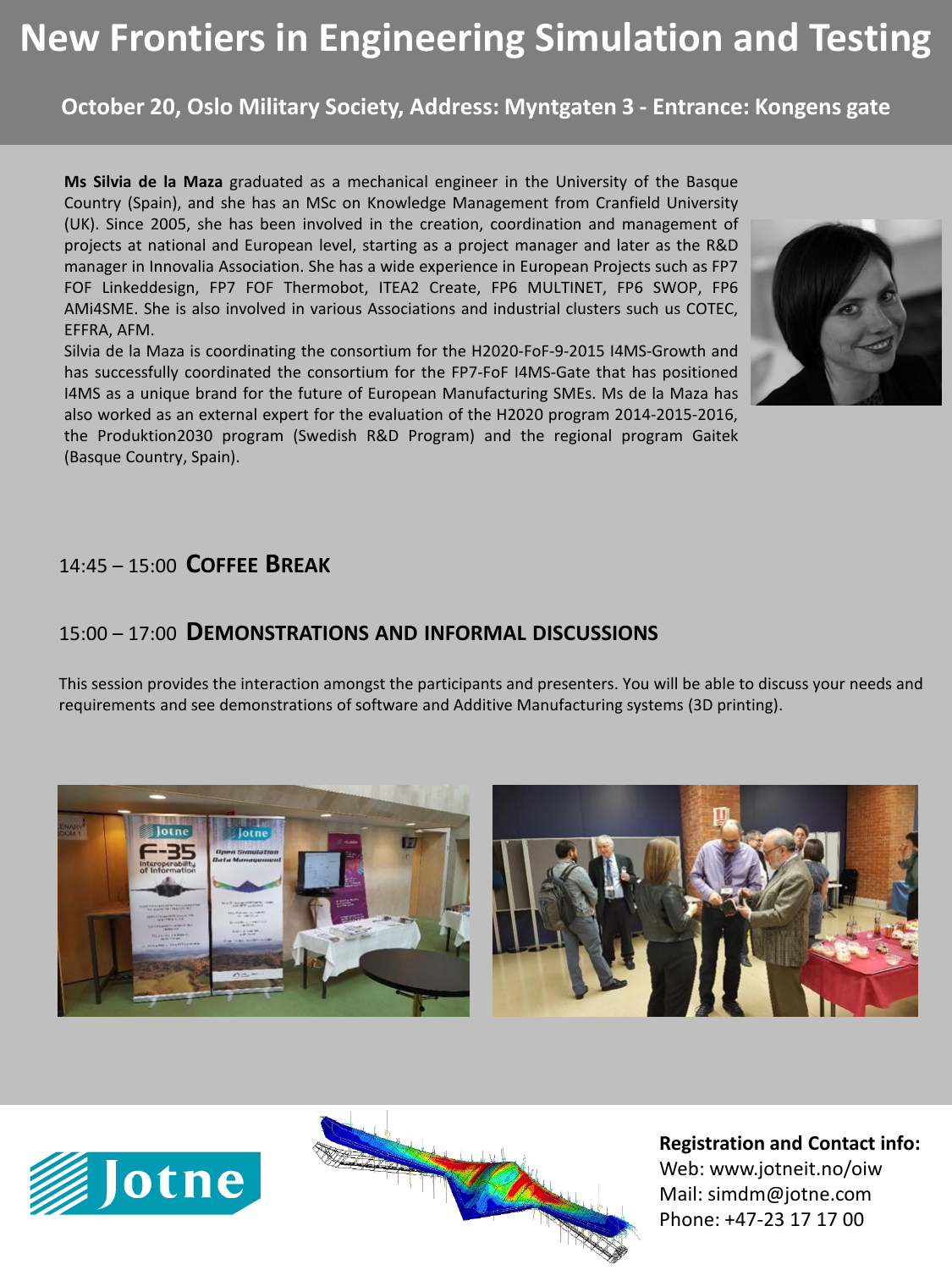# New Frontiers in Engineering Simulation and Testing

**October 20, Oslo Military Society, Address: Myntgaten 3 - Entrance: Kongens gate**

**Ms Silvia de la Maza** graduated as a mechanical engineer in the University of the Basque Country (Spain), and she has an MSc on Knowledge Management from Cranfield University (UK). Since 2005, she has been involved in the creation, coordination and management of projects at national and European level, starting as a project manager and later as the R&D manager in Innovalia Association. She has a wide experience in European Projects such as FP7 FOF Linkeddesign, FP7 FOF Thermobot, ITEA2 Create, FP6 MULTINET, FP6 SWOP, FP6 AMi4SME. She is also involved in various Associations and industrial clusters such us COTEC, EFFRA, AFM.
Silvia de la Maza is coordinating the consortium for the H2020-FoF-9-2015 I4MS-Growth and has successfully coordinated the consortium for the FP7-FoF I4MS-Gate that has positioned I4MS as a unique brand for the future of European Manufacturing SMEs. Ms de la Maza has also worked as an external expert for the evaluation of the H2020 program 2014-2015-2016, the Produktion2030 program (Swedish R&D Program) and the regional program Gaitek (Basque Country, Spain).

## 14:45 – 15:00 Coffee Break

## 15:00 – 17:00 Demonstrations and Informal Discussions

This session provides the interaction amongst the participants and presenters. You will be able to discuss your needs and requirements and see demonstrations of software and Additive Manufacturing systems (3D printing).

**Registration and Contact info:**
Web: www.jotneit.no/oiw
Mail: simdm@jotne.com
Phone: +47-23 17 17 00